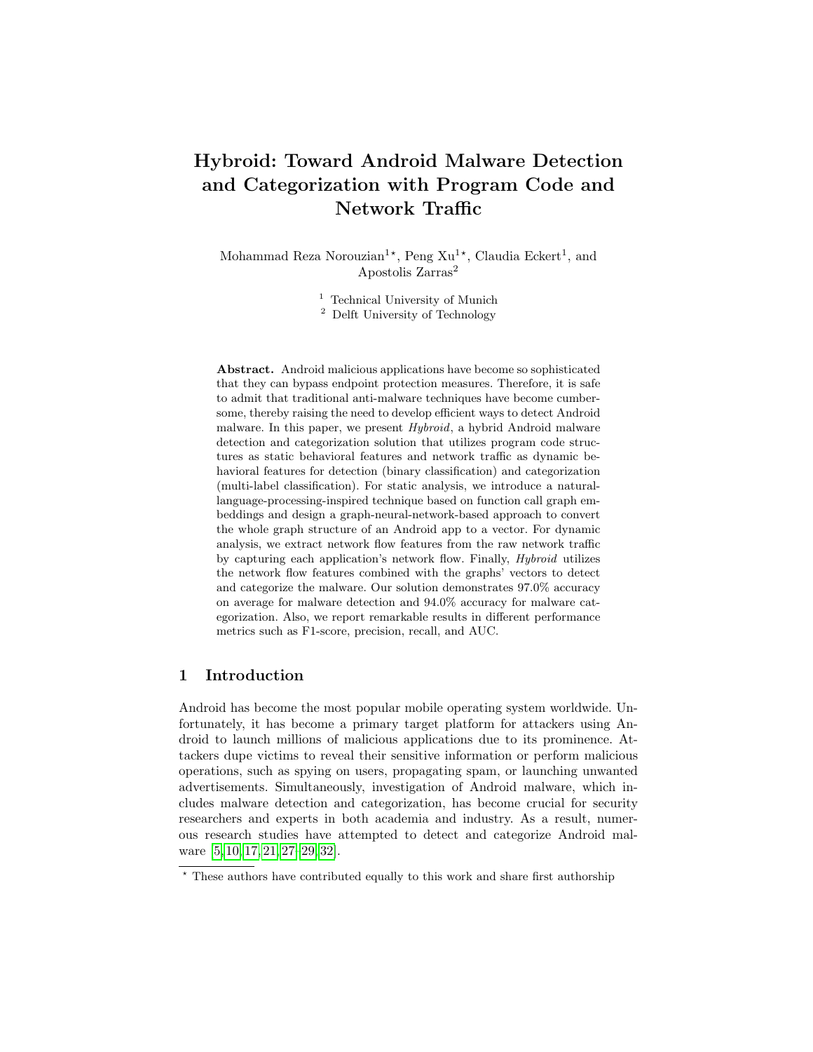# Hybroid: Toward Android Malware Detection and Categorization with Program Code and Network Traffic

Mohammad Reza Norouzian[1⋆], Peng Xu[1⋆], Claudia Eckert[1], and Apostolis Zarras[2]

[1] Technical University of Munich
[2] Delft University of Technology

**Abstract.** Android malicious applications have become so sophisticated that they can bypass endpoint protection measures. Therefore, it is safe to admit that traditional anti-malware techniques have become cumbersome, thereby raising the need to develop efficient ways to detect Android malware. In this paper, we present *Hybroid*, a hybrid Android malware detection and categorization solution that utilizes program code structures as static behavioral features and network traffic as dynamic behavioral features for detection (binary classification) and categorization (multi-label classification). For static analysis, we introduce a natural-language-processing-inspired technique based on function call graph embeddings and design a graph-neural-network-based approach to convert the whole graph structure of an Android app to a vector. For dynamic analysis, we extract network flow features from the raw network traffic by capturing each application's network flow. Finally, *Hybroid* utilizes the network flow features combined with the graphs' vectors to detect and categorize the malware. Our solution demonstrates 97.0% accuracy on average for malware detection and 94.0% accuracy for malware categorization. Also, we report remarkable results in different performance metrics such as F1-score, precision, recall, and AUC.

## 1 Introduction

Android has become the most popular mobile operating system worldwide. Unfortunately, it has become a primary target platform for attackers using Android to launch millions of malicious applications due to its prominence. Attackers dupe victims to reveal their sensitive information or perform malicious operations, such as spying on users, propagating spam, or launching unwanted advertisements. Simultaneously, investigation of Android malware, which includes malware detection and categorization, has become crucial for security researchers and experts in both academia and industry. As a result, numerous research studies have attempted to detect and categorize Android malware [5,10,17,21,27–29,32].

⋆ These authors have contributed equally to this work and share first authorship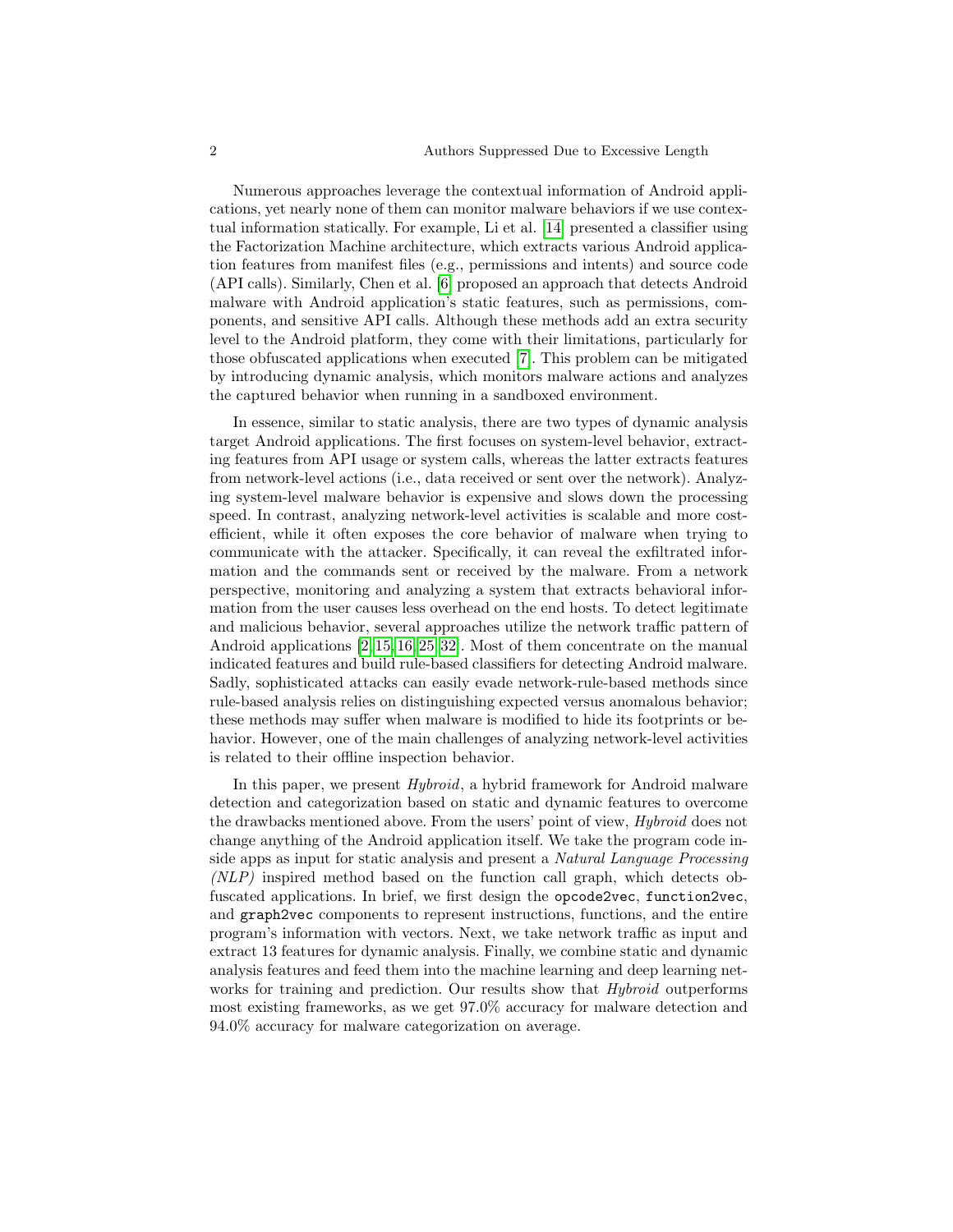Numerous approaches leverage the contextual information of Android applications, yet nearly none of them can monitor malware behaviors if we use contextual information statically. For example, Li et al. [14] presented a classifier using the Factorization Machine architecture, which extracts various Android application features from manifest files (e.g., permissions and intents) and source code (API calls). Similarly, Chen et al. [6] proposed an approach that detects Android malware with Android application's static features, such as permissions, components, and sensitive API calls. Although these methods add an extra security level to the Android platform, they come with their limitations, particularly for those obfuscated applications when executed [7]. This problem can be mitigated by introducing dynamic analysis, which monitors malware actions and analyzes the captured behavior when running in a sandboxed environment.

In essence, similar to static analysis, there are two types of dynamic analysis target Android applications. The first focuses on system-level behavior, extracting features from API usage or system calls, whereas the latter extracts features from network-level actions (i.e., data received or sent over the network). Analyzing system-level malware behavior is expensive and slows down the processing speed. In contrast, analyzing network-level activities is scalable and more cost-efficient, while it often exposes the core behavior of malware when trying to communicate with the attacker. Specifically, it can reveal the exfiltrated information and the commands sent or received by the malware. From a network perspective, monitoring and analyzing a system that extracts behavioral information from the user causes less overhead on the end hosts. To detect legitimate and malicious behavior, several approaches utilize the network traffic pattern of Android applications [2,15,16,25,32]. Most of them concentrate on the manual indicated features and build rule-based classifiers for detecting Android malware. Sadly, sophisticated attacks can easily evade network-rule-based methods since rule-based analysis relies on distinguishing expected versus anomalous behavior; these methods may suffer when malware is modified to hide its footprints or behavior. However, one of the main challenges of analyzing network-level activities is related to their offline inspection behavior.

In this paper, we present *Hybroid*, a hybrid framework for Android malware detection and categorization based on static and dynamic features to overcome the drawbacks mentioned above. From the users' point of view, *Hybroid* does not change anything of the Android application itself. We take the program code inside apps as input for static analysis and present a *Natural Language Processing (NLP)* inspired method based on the function call graph, which detects obfuscated applications. In brief, we first design the `opcode2vec`, `function2vec`, and `graph2vec` components to represent instructions, functions, and the entire program's information with vectors. Next, we take network traffic as input and extract 13 features for dynamic analysis. Finally, we combine static and dynamic analysis features and feed them into the machine learning and deep learning networks for training and prediction. Our results show that *Hybroid* outperforms most existing frameworks, as we get 97.0% accuracy for malware detection and 94.0% accuracy for malware categorization on average.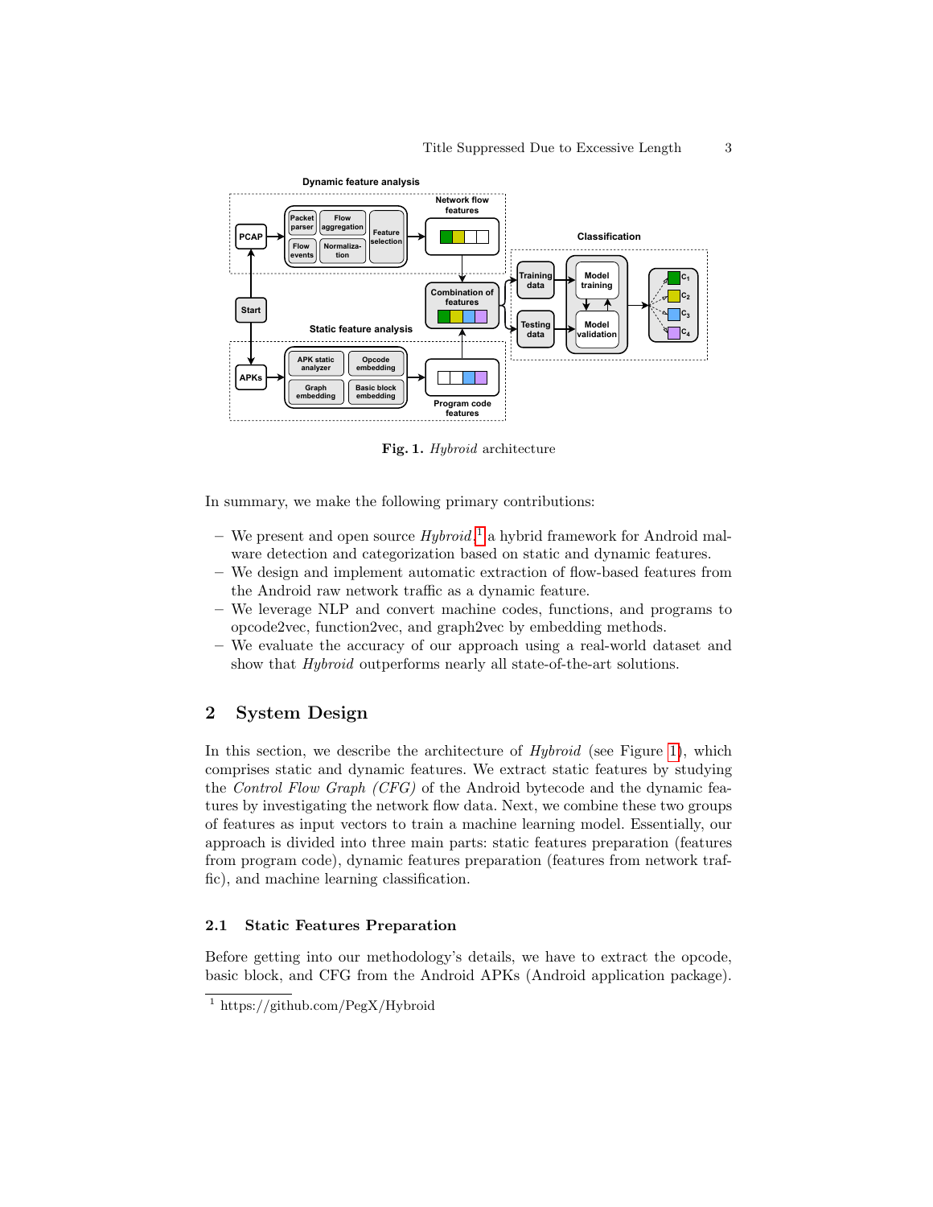**Fig. 1.** *Hybroid* architecture

In summary, we make the following primary contributions:

- We present and open source *Hybroid*,[1] a hybrid framework for Android malware detection and categorization based on static and dynamic features.
- We design and implement automatic extraction of flow-based features from the Android raw network traffic as a dynamic feature.
- We leverage NLP and convert machine codes, functions, and programs to opcode2vec, function2vec, and graph2vec by embedding methods.
- We evaluate the accuracy of our approach using a real-world dataset and show that *Hybroid* outperforms nearly all state-of-the-art solutions.

## 2 System Design

In this section, we describe the architecture of *Hybroid* (see Figure 1), which comprises static and dynamic features. We extract static features by studying the *Control Flow Graph (CFG)* of the Android bytecode and the dynamic features by investigating the network flow data. Next, we combine these two groups of features as input vectors to train a machine learning model. Essentially, our approach is divided into three main parts: static features preparation (features from program code), dynamic features preparation (features from network traffic), and machine learning classification.

### 2.1 Static Features Preparation

Before getting into our methodology's details, we have to extract the opcode, basic block, and CFG from the Android APKs (Android application package).

[1] https://github.com/PegX/Hybroid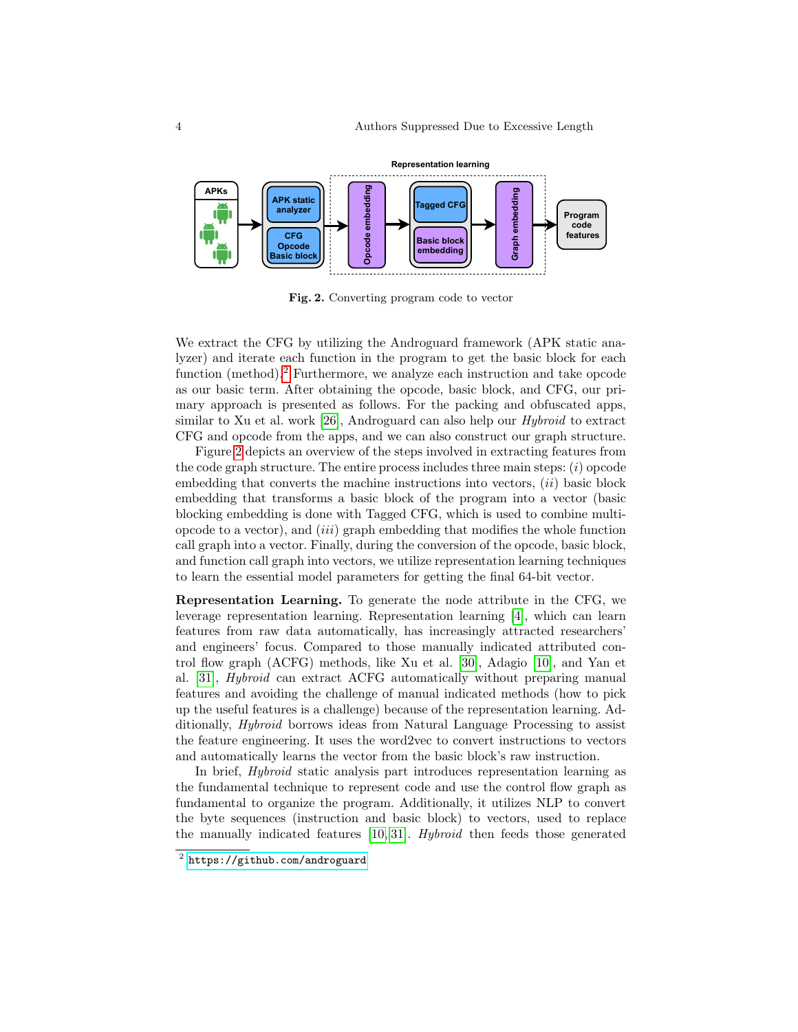Fig. 2. Converting program code to vector

We extract the CFG by utilizing the Androguard framework (APK static analyzer) and iterate each function in the program to get the basic block for each function (method).[2] Furthermore, we analyze each instruction and take opcode as our basic term. After obtaining the opcode, basic block, and CFG, our primary approach is presented as follows. For the packing and obfuscated apps, similar to Xu et al. work [26], Androguard can also help our *Hybroid* to extract CFG and opcode from the apps, and we can also construct our graph structure.

Figure 2 depicts an overview of the steps involved in extracting features from the code graph structure. The entire process includes three main steps: (*i*) opcode embedding that converts the machine instructions into vectors, (*ii*) basic block embedding that transforms a basic block of the program into a vector (basic blocking embedding is done with Tagged CFG, which is used to combine multi-opcode to a vector), and (*iii*) graph embedding that modifies the whole function call graph into a vector. Finally, during the conversion of the opcode, basic block, and function call graph into vectors, we utilize representation learning techniques to learn the essential model parameters for getting the final 64-bit vector.

**Representation Learning.** To generate the node attribute in the CFG, we leverage representation learning. Representation learning [4], which can learn features from raw data automatically, has increasingly attracted researchers' and engineers' focus. Compared to those manually indicated attributed control flow graph (ACFG) methods, like Xu et al. [30], Adagio [10], and Yan et al. [31], *Hybroid* can extract ACFG automatically without preparing manual features and avoiding the challenge of manual indicated methods (how to pick up the useful features is a challenge) because of the representation learning. Additionally, *Hybroid* borrows ideas from Natural Language Processing to assist the feature engineering. It uses the word2vec to convert instructions to vectors and automatically learns the vector from the basic block's raw instruction.

In brief, *Hybroid* static analysis part introduces representation learning as the fundamental technique to represent code and use the control flow graph as fundamental to organize the program. Additionally, it utilizes NLP to convert the byte sequences (instruction and basic block) to vectors, used to replace the manually indicated features [10, 31]. *Hybroid* then feeds those generated

[2] https://github.com/androguard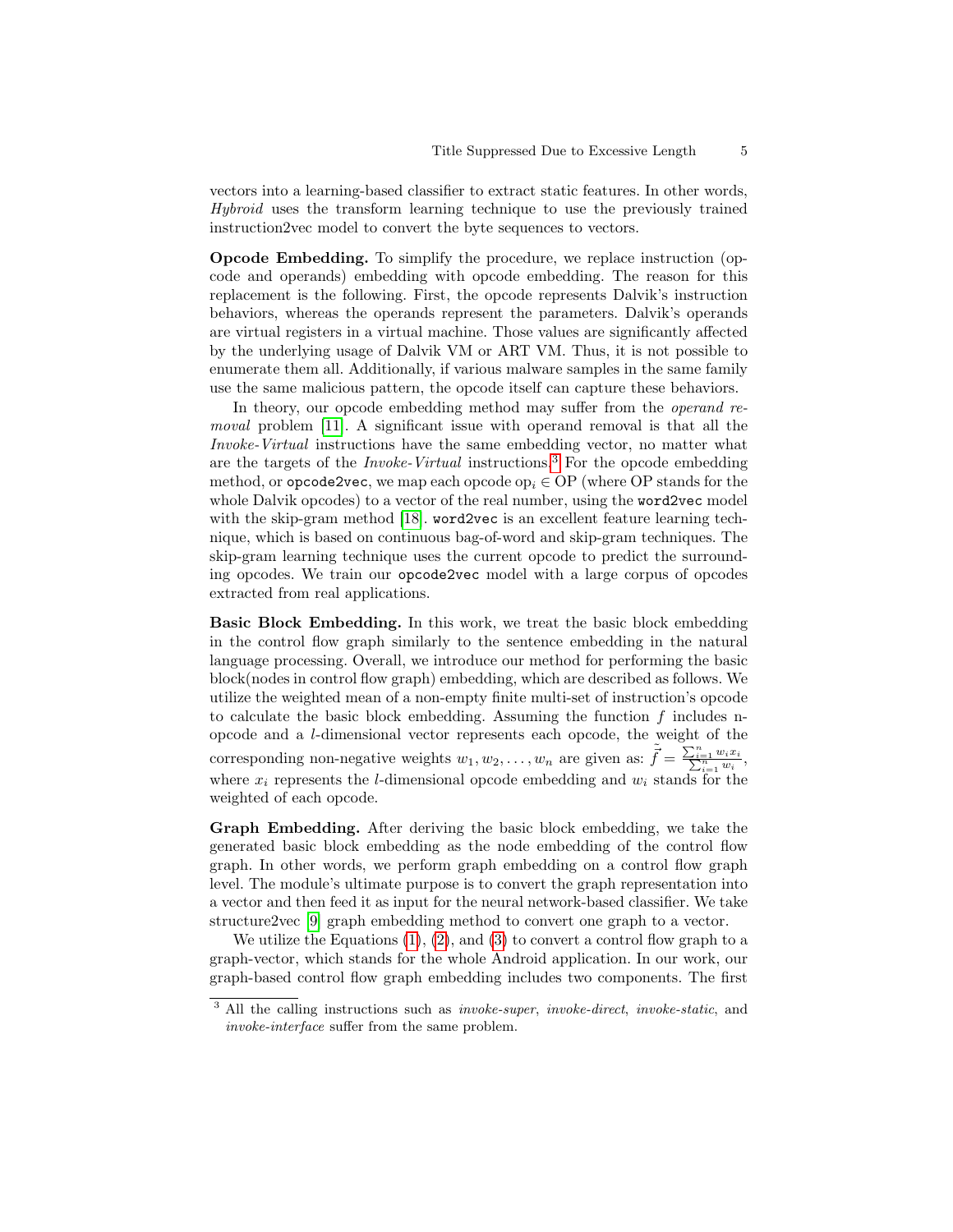vectors into a learning-based classifier to extract static features. In other words, *Hybroid* uses the transform learning technique to use the previously trained instruction2vec model to convert the byte sequences to vectors.

**Opcode Embedding.** To simplify the procedure, we replace instruction (opcode and operands) embedding with opcode embedding. The reason for this replacement is the following. First, the opcode represents Dalvik's instruction behaviors, whereas the operands represent the parameters. Dalvik's operands are virtual registers in a virtual machine. Those values are significantly affected by the underlying usage of Dalvik VM or ART VM. Thus, it is not possible to enumerate them all. Additionally, if various malware samples in the same family use the same malicious pattern, the opcode itself can capture these behaviors.

In theory, our opcode embedding method may suffer from the *operand removal* problem [11]. A significant issue with operand removal is that all the *Invoke-Virtual* instructions have the same embedding vector, no matter what are the targets of the *Invoke-Virtual* instructions.[3] For the opcode embedding method, or `opcode2vec`, we map each opcode $\text{op}_i \in \text{OP}$ (where OP stands for the whole Dalvik opcodes) to a vector of the real number, using the `word2vec` model with the skip-gram method [18]. `word2vec` is an excellent feature learning technique, which is based on continuous bag-of-word and skip-gram techniques. The skip-gram learning technique uses the current opcode to predict the surrounding opcodes. We train our `opcode2vec` model with a large corpus of opcodes extracted from real applications.

**Basic Block Embedding.** In this work, we treat the basic block embedding in the control flow graph similarly to the sentence embedding in the natural language processing. Overall, we introduce our method for performing the basic block(nodes in control flow graph) embedding, which are described as follows. We utilize the weighted mean of a non-empty finite multi-set of instruction's opcode to calculate the basic block embedding. Assuming the function $f$ includes n-opcode and a $l$-dimensional vector represents each opcode, the weight of the corresponding non-negative weights $w_1, w_2, \ldots, w_n$ are given as: $\tilde{\vec{f}} = \frac{\sum_{i=1}^{n} w_i x_i}{\sum_{i=1}^{n} w_i}$, where $x_i$ represents the $l$-dimensional opcode embedding and $w_i$ stands for the weighted of each opcode.

**Graph Embedding.** After deriving the basic block embedding, we take the generated basic block embedding as the node embedding of the control flow graph. In other words, we perform graph embedding on a control flow graph level. The module's ultimate purpose is to convert the graph representation into a vector and then feed it as input for the neural network-based classifier. We take structure2vec [9] graph embedding method to convert one graph to a vector.

We utilize the Equations (1), (2), and (3) to convert a control flow graph to a graph-vector, which stands for the whole Android application. In our work, our graph-based control flow graph embedding includes two components. The first

---

[3] All the calling instructions such as *invoke-super*, *invoke-direct*, *invoke-static*, and *invoke-interface* suffer from the same problem.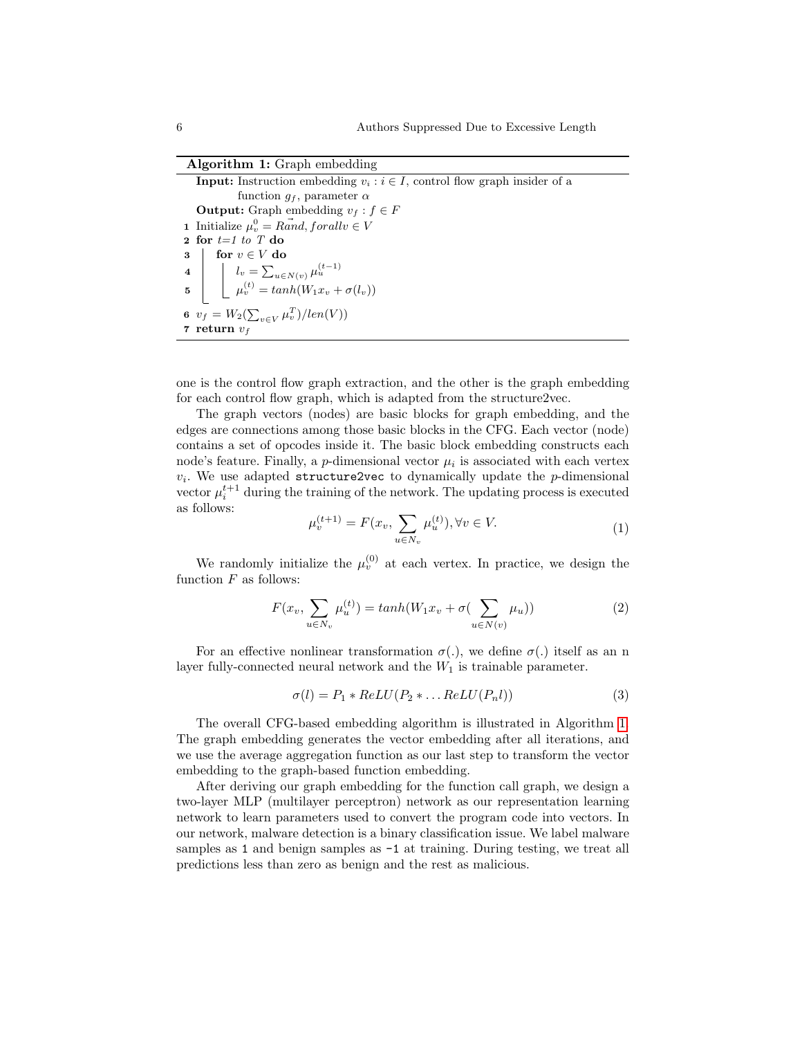**Algorithm 1:** Graph embedding

**Input:** Instruction embedding $v_i : i \in I$, control flow graph insider of a function $g_f$, parameter $\alpha$

**Output:** Graph embedding $v_f : f \in F$

1 Initialize $\mu_v^0 = \vec{Rand}, forall v \in V$
2 **for** *t=1 to T* **do**
3 &nbsp;&nbsp;&nbsp;&nbsp;**for** $v \in V$ **do**
4 &nbsp;&nbsp;&nbsp;&nbsp;&nbsp;&nbsp;&nbsp;&nbsp;$l_v = \sum_{u \in N(v)} \mu_u^{(t-1)}$
5 &nbsp;&nbsp;&nbsp;&nbsp;&nbsp;&nbsp;&nbsp;&nbsp;$\mu_v^{(t)} = tanh(W_1 x_v + \sigma(l_v))$
6 $v_f = W_2(\sum_{v \in V} \mu_v^T)/len(V))$
7 **return** $v_f$

one is the control flow graph extraction, and the other is the graph embedding for each control flow graph, which is adapted from the structure2vec.

The graph vectors (nodes) are basic blocks for graph embedding, and the edges are connections among those basic blocks in the CFG. Each vector (node) contains a set of opcodes inside it. The basic block embedding constructs each node's feature. Finally, a $p$-dimensional vector $\mu_i$ is associated with each vertex $v_i$. We use adapted `structure2vec` to dynamically update the $p$-dimensional vector $\mu_i^{t+1}$ during the training of the network. The updating process is executed as follows:

$$\mu_v^{(t+1)} = F(x_v, \sum_{u \in N_v} \mu_u^{(t)}), \forall v \in V. \tag{1}$$

We randomly initialize the $\mu_v^{(0)}$ at each vertex. In practice, we design the function $F$ as follows:

$$F(x_v, \sum_{u \in N_v} \mu_u^{(t)}) = tanh(W_1 x_v + \sigma(\sum_{u \in N(v)} \mu_u)) \tag{2}$$

For an effective nonlinear transformation $\sigma(.)$, we define $\sigma(.)$ itself as an n layer fully-connected neural network and the $W_1$ is trainable parameter.

$$\sigma(l) = P_1 * ReLU(P_2 * \dots ReLU(P_n l)) \tag{3}$$

The overall CFG-based embedding algorithm is illustrated in Algorithm 1. The graph embedding generates the vector embedding after all iterations, and we use the average aggregation function as our last step to transform the vector embedding to the graph-based function embedding.

After deriving our graph embedding for the function call graph, we design a two-layer MLP (multilayer perceptron) network as our representation learning network to learn parameters used to convert the program code into vectors. In our network, malware detection is a binary classification issue. We label malware samples as `1` and benign samples as `-1` at training. During testing, we treat all predictions less than zero as benign and the rest as malicious.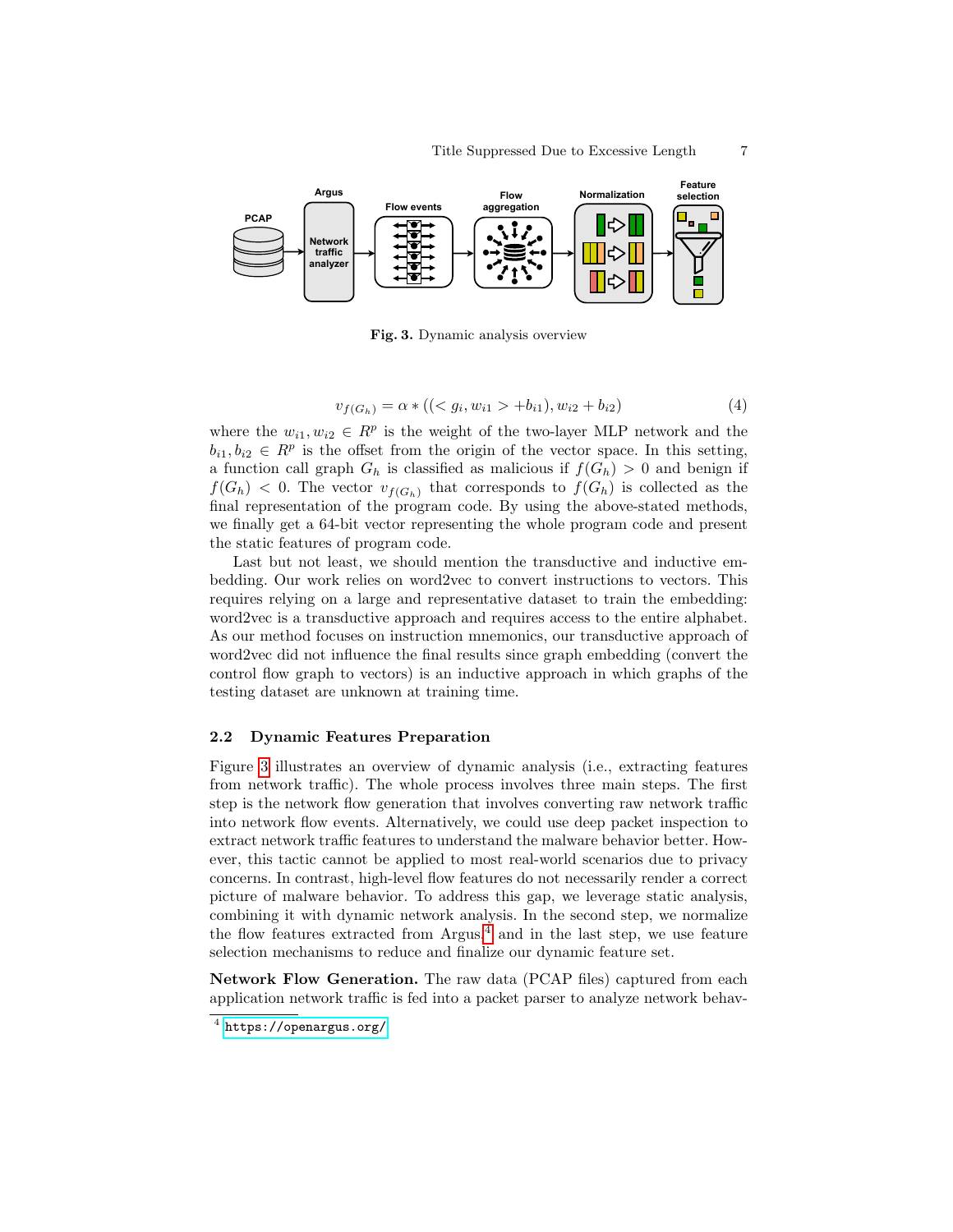Fig. 3. Dynamic analysis overview

$$v_{f(G_h)} = \alpha * ((< g_i, w_{i1} > +b_{i1}), w_{i2} + b_{i2}) \tag{4}$$

where the $w_{i1}, w_{i2} \in R^p$ is the weight of the two-layer MLP network and the $b_{i1}, b_{i2} \in R^p$ is the offset from the origin of the vector space. In this setting, a function call graph $G_h$ is classified as malicious if $f(G_h) > 0$ and benign if $f(G_h) < 0$. The vector $v_{f(G_h)}$ that corresponds to $f(G_h)$ is collected as the final representation of the program code. By using the above-stated methods, we finally get a 64-bit vector representing the whole program code and present the static features of program code.

Last but not least, we should mention the transductive and inductive embedding. Our work relies on word2vec to convert instructions to vectors. This requires relying on a large and representative dataset to train the embedding: word2vec is a transductive approach and requires access to the entire alphabet. As our method focuses on instruction mnemonics, our transductive approach of word2vec did not influence the final results since graph embedding (convert the control flow graph to vectors) is an inductive approach in which graphs of the testing dataset are unknown at training time.

### 2.2 Dynamic Features Preparation

Figure 3 illustrates an overview of dynamic analysis (i.e., extracting features from network traffic). The whole process involves three main steps. The first step is the network flow generation that involves converting raw network traffic into network flow events. Alternatively, we could use deep packet inspection to extract network traffic features to understand the malware behavior better. However, this tactic cannot be applied to most real-world scenarios due to privacy concerns. In contrast, high-level flow features do not necessarily render a correct picture of malware behavior. To address this gap, we leverage static analysis, combining it with dynamic network analysis. In the second step, we normalize the flow features extracted from Argus[4] and in the last step, we use feature selection mechanisms to reduce and finalize our dynamic feature set.

**Network Flow Generation.** The raw data (PCAP files) captured from each application network traffic is fed into a packet parser to analyze network behav-

[4] https://openargus.org/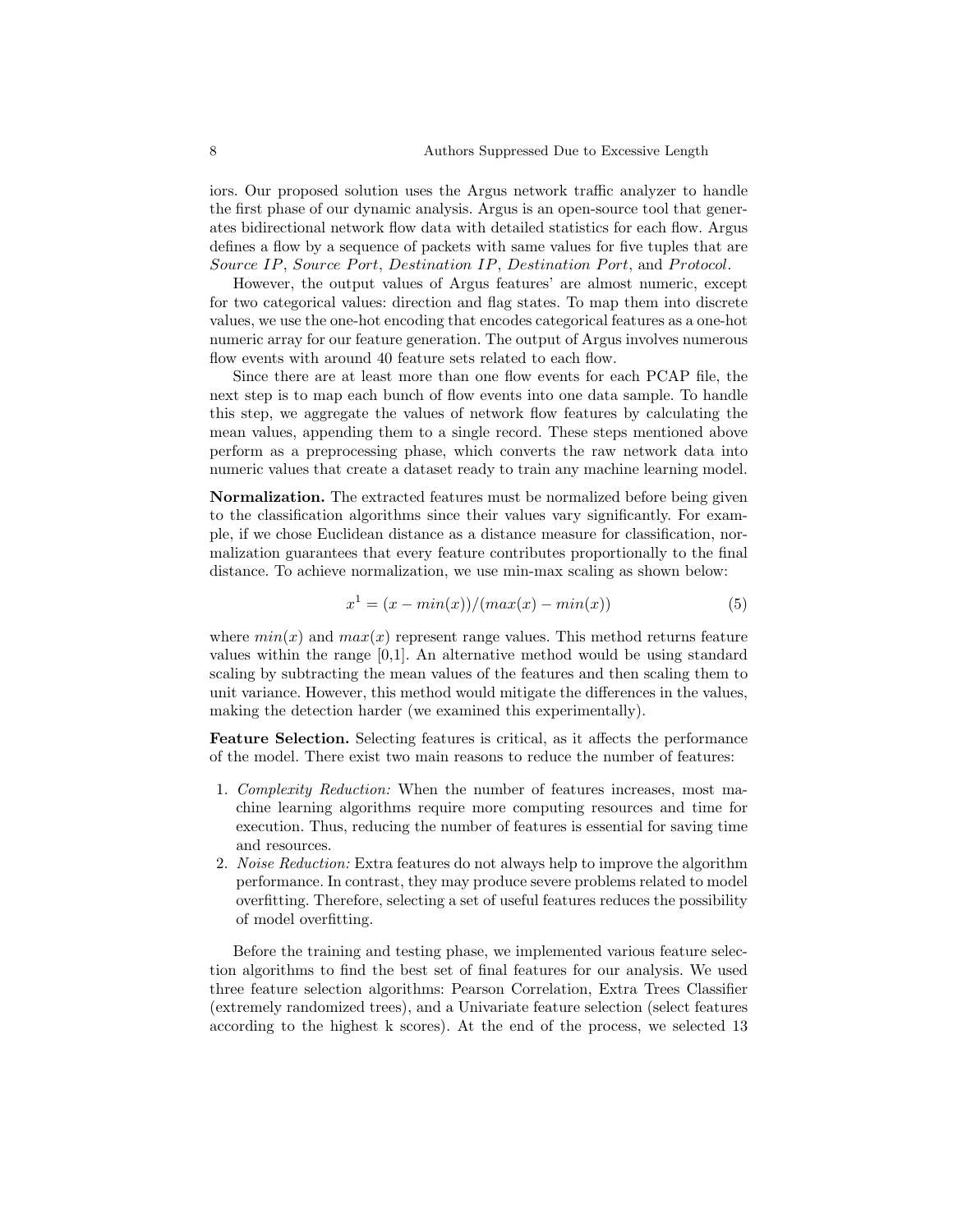iors. Our proposed solution uses the Argus network traffic analyzer to handle the first phase of our dynamic analysis. Argus is an open-source tool that generates bidirectional network flow data with detailed statistics for each flow. Argus defines a flow by a sequence of packets with same values for five tuples that are *Source IP*, *Source Port*, *Destination IP*, *Destination Port*, and *Protocol*.

However, the output values of Argus features' are almost numeric, except for two categorical values: direction and flag states. To map them into discrete values, we use the one-hot encoding that encodes categorical features as a one-hot numeric array for our feature generation. The output of Argus involves numerous flow events with around 40 feature sets related to each flow.

Since there are at least more than one flow events for each PCAP file, the next step is to map each bunch of flow events into one data sample. To handle this step, we aggregate the values of network flow features by calculating the mean values, appending them to a single record. These steps mentioned above perform as a preprocessing phase, which converts the raw network data into numeric values that create a dataset ready to train any machine learning model.

**Normalization.** The extracted features must be normalized before being given to the classification algorithms since their values vary significantly. For example, if we chose Euclidean distance as a distance measure for classification, normalization guarantees that every feature contributes proportionally to the final distance. To achieve normalization, we use min-max scaling as shown below:

$$x^1 = (x - min(x))/(max(x) - min(x)) \tag{5}$$

where $min(x)$ and $max(x)$ represent range values. This method returns feature values within the range [0,1]. An alternative method would be using standard scaling by subtracting the mean values of the features and then scaling them to unit variance. However, this method would mitigate the differences in the values, making the detection harder (we examined this experimentally).

**Feature Selection.** Selecting features is critical, as it affects the performance of the model. There exist two main reasons to reduce the number of features:

1. *Complexity Reduction:* When the number of features increases, most machine learning algorithms require more computing resources and time for execution. Thus, reducing the number of features is essential for saving time and resources.
2. *Noise Reduction:* Extra features do not always help to improve the algorithm performance. In contrast, they may produce severe problems related to model overfitting. Therefore, selecting a set of useful features reduces the possibility of model overfitting.

Before the training and testing phase, we implemented various feature selection algorithms to find the best set of final features for our analysis. We used three feature selection algorithms: Pearson Correlation, Extra Trees Classifier (extremely randomized trees), and a Univariate feature selection (select features according to the highest k scores). At the end of the process, we selected 13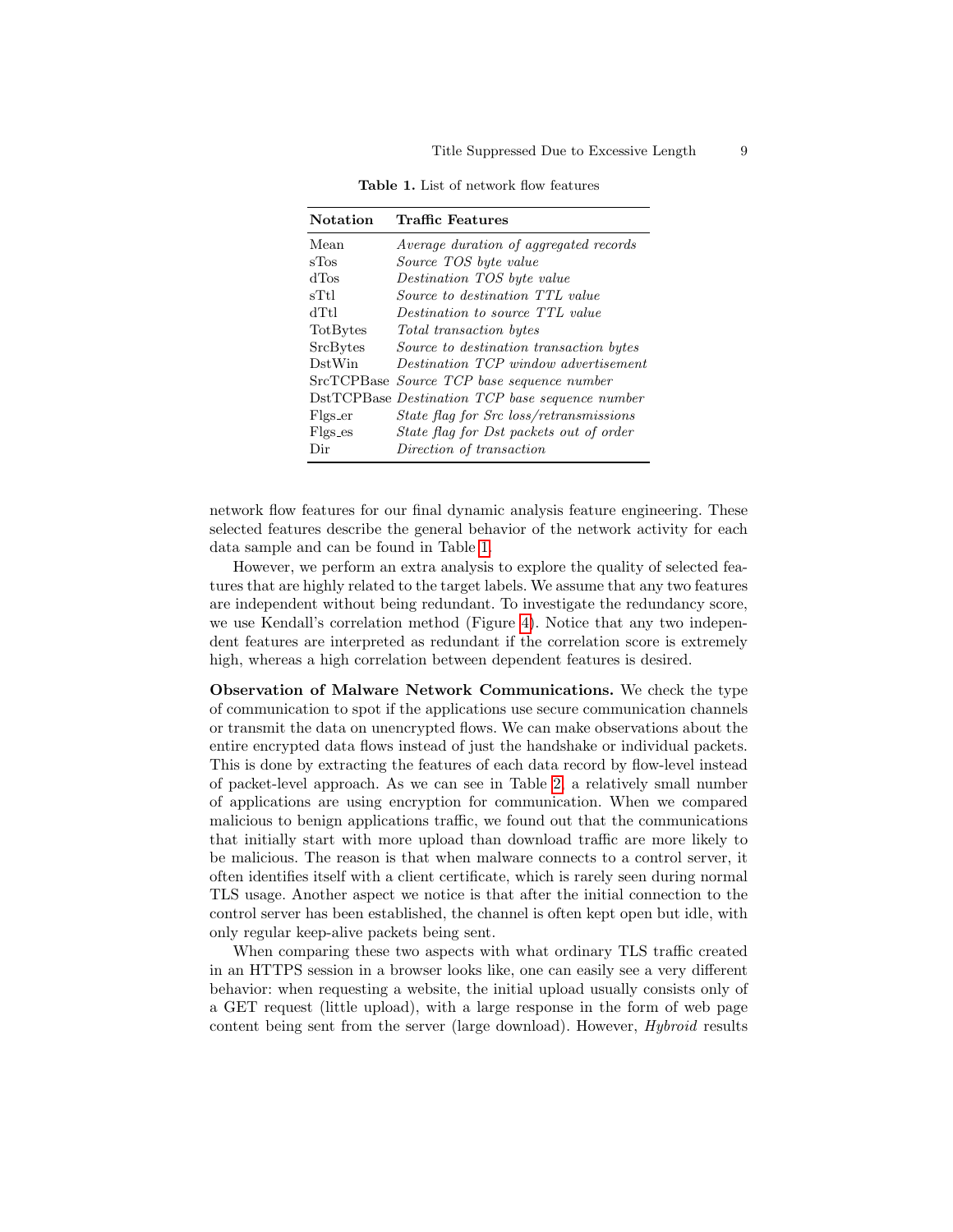**Table 1.** List of network flow features

| Notation | Traffic Features |
|---|---|
| Mean | *Average duration of aggregated records* |
| sTos | *Source TOS byte value* |
| dTos | *Destination TOS byte value* |
| sTtl | *Source to destination TTL value* |
| dTtl | *Destination to source TTL value* |
| TotBytes | *Total transaction bytes* |
| SrcBytes | *Source to destination transaction bytes* |
| DstWin | *Destination TCP window advertisement* |
| SrcTCPBase | *Source TCP base sequence number* |
| DstTCPBase | *Destination TCP base sequence number* |
| Flgs_er | *State flag for Src loss/retransmissions* |
| Flgs_es | *State flag for Dst packets out of order* |
| Dir | *Direction of transaction* |

network flow features for our final dynamic analysis feature engineering. These selected features describe the general behavior of the network activity for each data sample and can be found in Table 1.

However, we perform an extra analysis to explore the quality of selected features that are highly related to the target labels. We assume that any two features are independent without being redundant. To investigate the redundancy score, we use Kendall's correlation method (Figure 4). Notice that any two independent features are interpreted as redundant if the correlation score is extremely high, whereas a high correlation between dependent features is desired.

**Observation of Malware Network Communications.** We check the type of communication to spot if the applications use secure communication channels or transmit the data on unencrypted flows. We can make observations about the entire encrypted data flows instead of just the handshake or individual packets. This is done by extracting the features of each data record by flow-level instead of packet-level approach. As we can see in Table 2, a relatively small number of applications are using encryption for communication. When we compared malicious to benign applications traffic, we found out that the communications that initially start with more upload than download traffic are more likely to be malicious. The reason is that when malware connects to a control server, it often identifies itself with a client certificate, which is rarely seen during normal TLS usage. Another aspect we notice is that after the initial connection to the control server has been established, the channel is often kept open but idle, with only regular keep-alive packets being sent.

When comparing these two aspects with what ordinary TLS traffic created in an HTTPS session in a browser looks like, one can easily see a very different behavior: when requesting a website, the initial upload usually consists only of a GET request (little upload), with a large response in the form of web page content being sent from the server (large download). However, *Hybroid* results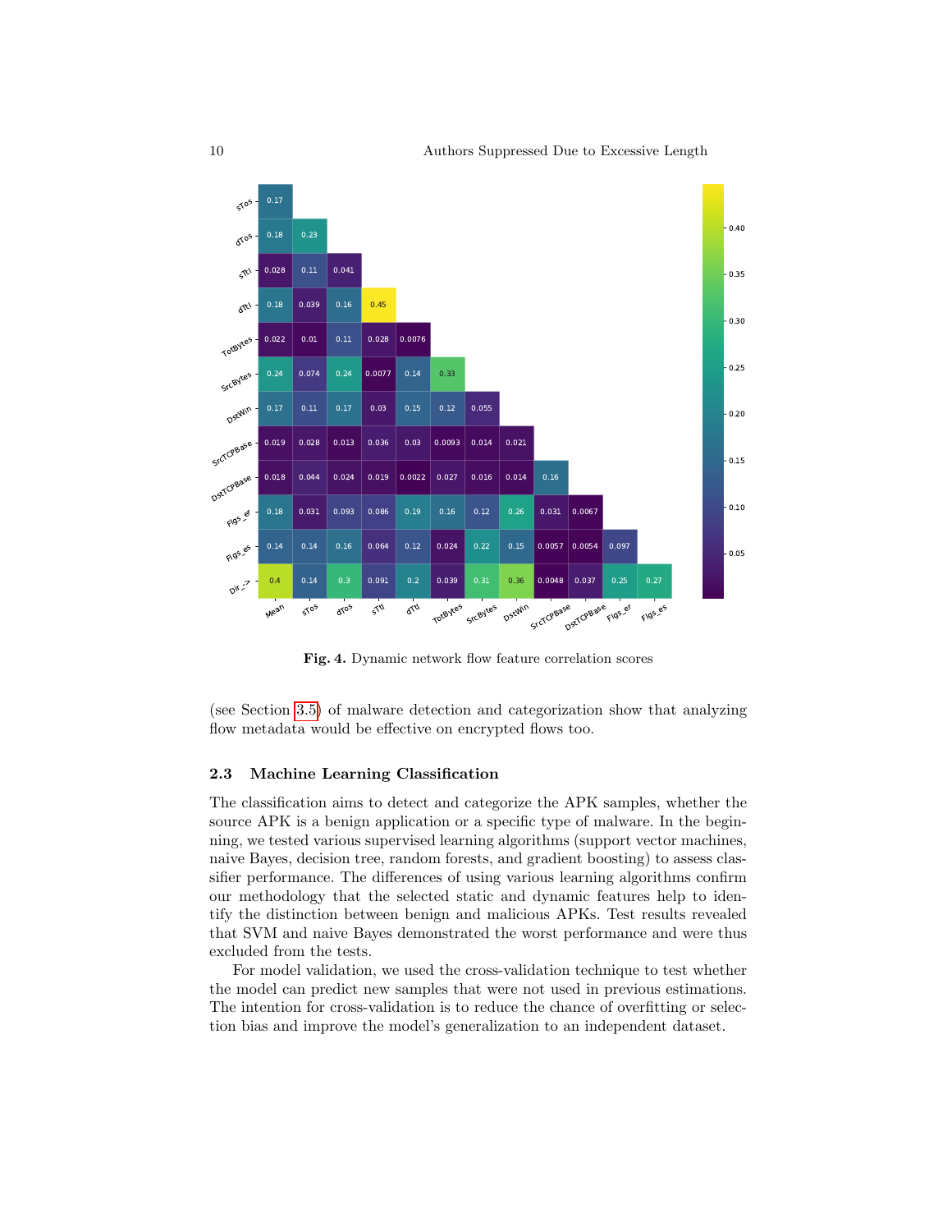| | Mean | sTos | dTos | sTtl | dTtl | TotBytes | SrcBytes | DstWin | SrcTCPBase | DstTCPBase | Flgs_er | Flgs_es |
|---|---|---|---|---|---|---|---|---|---|---|---|---|
| sTos | 0.17 | | | | | | | | | | | |
| dTos | 0.18 | 0.23 | | | | | | | | | | |
| sTtl | 0.028 | 0.11 | 0.041 | | | | | | | | | |
| dTtl | 0.18 | 0.039 | 0.16 | 0.45 | | | | | | | | |
| TotBytes | 0.022 | 0.01 | 0.11 | 0.028 | 0.0076 | | | | | | | |
| SrcBytes | 0.24 | 0.074 | 0.24 | 0.0077 | 0.14 | 0.33 | | | | | | |
| DstWin | 0.17 | 0.11 | 0.17 | 0.03 | 0.15 | 0.12 | 0.055 | | | | | |
| SrcTCPBase | 0.019 | 0.028 | 0.013 | 0.036 | 0.03 | 0.0093 | 0.014 | 0.021 | | | | |
| DstTCPBase | 0.018 | 0.044 | 0.024 | 0.019 | 0.0022 | 0.027 | 0.016 | 0.014 | 0.16 | | | |
| Flgs_er | 0.18 | 0.031 | 0.093 | 0.086 | 0.19 | 0.16 | 0.12 | 0.26 | 0.031 | 0.0067 | | |
| Flgs_es | 0.14 | 0.14 | 0.16 | 0.064 | 0.12 | 0.024 | 0.22 | 0.15 | 0.0057 | 0.0054 | 0.097 | |
| Dir_-> | 0.4 | 0.14 | 0.3 | 0.091 | 0.2 | 0.039 | 0.31 | 0.36 | 0.0048 | 0.037 | 0.25 | 0.27 |

**Fig. 4.** Dynamic network flow feature correlation scores

(see Section 3.5) of malware detection and categorization show that analyzing flow metadata would be effective on encrypted flows too.

### 2.3 Machine Learning Classification

The classification aims to detect and categorize the APK samples, whether the source APK is a benign application or a specific type of malware. In the beginning, we tested various supervised learning algorithms (support vector machines, naive Bayes, decision tree, random forests, and gradient boosting) to assess classifier performance. The differences of using various learning algorithms confirm our methodology that the selected static and dynamic features help to identify the distinction between benign and malicious APKs. Test results revealed that SVM and naive Bayes demonstrated the worst performance and were thus excluded from the tests.

For model validation, we used the cross-validation technique to test whether the model can predict new samples that were not used in previous estimations. The intention for cross-validation is to reduce the chance of overfitting or selection bias and improve the model's generalization to an independent dataset.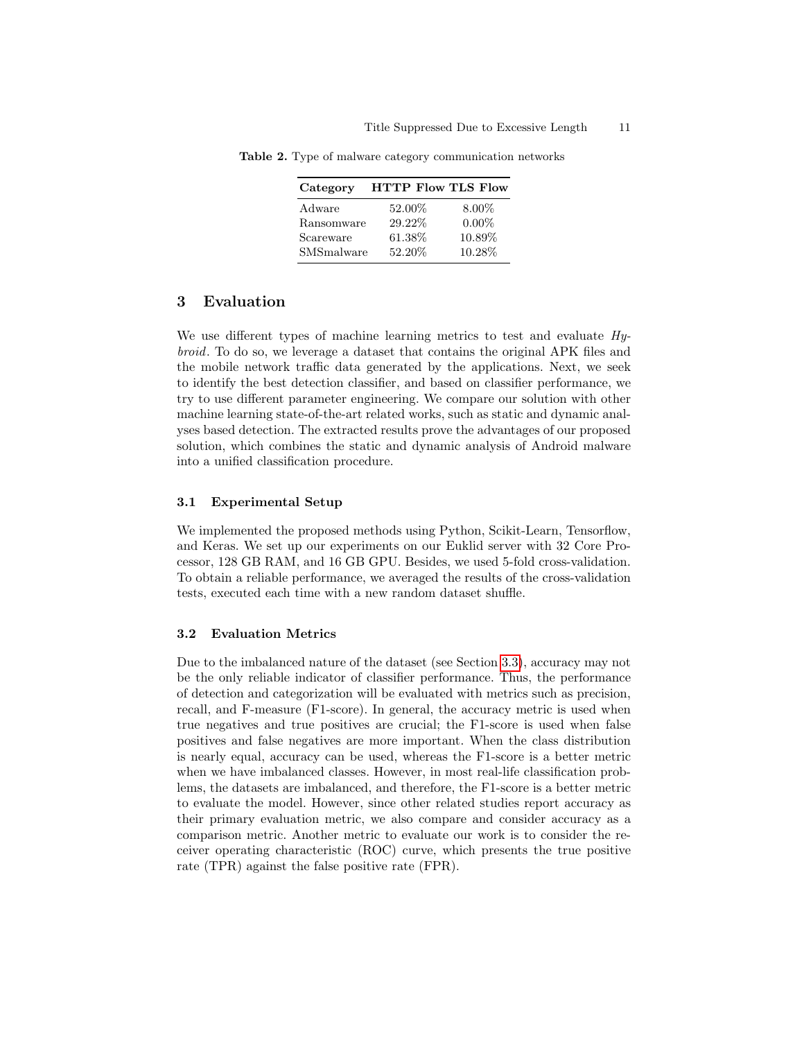**Table 2.** Type of malware category communication networks

| Category | HTTP Flow | TLS Flow |
|---|---|---|
| Adware | 52.00% | 8.00% |
| Ransomware | 29.22% | 0.00% |
| Scareware | 61.38% | 10.89% |
| SMSmalware | 52.20% | 10.28% |

## 3 Evaluation

We use different types of machine learning metrics to test and evaluate *Hybroid*. To do so, we leverage a dataset that contains the original APK files and the mobile network traffic data generated by the applications. Next, we seek to identify the best detection classifier, and based on classifier performance, we try to use different parameter engineering. We compare our solution with other machine learning state-of-the-art related works, such as static and dynamic analyses based detection. The extracted results prove the advantages of our proposed solution, which combines the static and dynamic analysis of Android malware into a unified classification procedure.

### 3.1 Experimental Setup

We implemented the proposed methods using Python, Scikit-Learn, Tensorflow, and Keras. We set up our experiments on our Euklid server with 32 Core Processor, 128 GB RAM, and 16 GB GPU. Besides, we used 5-fold cross-validation. To obtain a reliable performance, we averaged the results of the cross-validation tests, executed each time with a new random dataset shuffle.

### 3.2 Evaluation Metrics

Due to the imbalanced nature of the dataset (see Section 3.3), accuracy may not be the only reliable indicator of classifier performance. Thus, the performance of detection and categorization will be evaluated with metrics such as precision, recall, and F-measure (F1-score). In general, the accuracy metric is used when true negatives and true positives are crucial; the F1-score is used when false positives and false negatives are more important. When the class distribution is nearly equal, accuracy can be used, whereas the F1-score is a better metric when we have imbalanced classes. However, in most real-life classification problems, the datasets are imbalanced, and therefore, the F1-score is a better metric to evaluate the model. However, since other related studies report accuracy as their primary evaluation metric, we also compare and consider accuracy as a comparison metric. Another metric to evaluate our work is to consider the receiver operating characteristic (ROC) curve, which presents the true positive rate (TPR) against the false positive rate (FPR).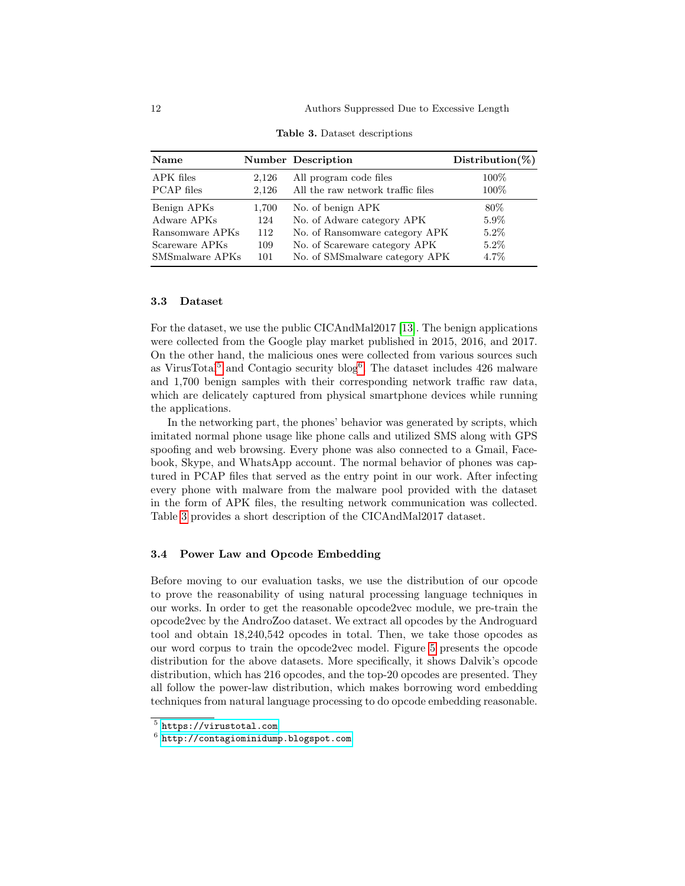**Table 3.** Dataset descriptions

| Name | Number | Description | Distribution(%) |
|---|---|---|---|
| APK files | 2,126 | All program code files | 100% |
| PCAP files | 2,126 | All the raw network traffic files | 100% |
| Benign APKs | 1,700 | No. of benign APK | 80% |
| Adware APKs | 124 | No. of Adware category APK | 5.9% |
| Ransomware APKs | 112 | No. of Ransomware category APK | 5.2% |
| Scareware APKs | 109 | No. of Scareware category APK | 5.2% |
| SMSmalware APKs | 101 | No. of SMSmalware category APK | 4.7% |

### 3.3 Dataset

For the dataset, we use the public CICAndMal2017 [13]. The benign applications were collected from the Google play market published in 2015, 2016, and 2017. On the other hand, the malicious ones were collected from various sources such as VirusTotal[5] and Contagio security blog[6]. The dataset includes 426 malware and 1,700 benign samples with their corresponding network traffic raw data, which are delicately captured from physical smartphone devices while running the applications.

In the networking part, the phones' behavior was generated by scripts, which imitated normal phone usage like phone calls and utilized SMS along with GPS spoofing and web browsing. Every phone was also connected to a Gmail, Facebook, Skype, and WhatsApp account. The normal behavior of phones was captured in PCAP files that served as the entry point in our work. After infecting every phone with malware from the malware pool provided with the dataset in the form of APK files, the resulting network communication was collected. Table 3 provides a short description of the CICAndMal2017 dataset.

### 3.4 Power Law and Opcode Embedding

Before moving to our evaluation tasks, we use the distribution of our opcode to prove the reasonability of using natural processing language techniques in our works. In order to get the reasonable opcode2vec module, we pre-train the opcode2vec by the AndroZoo dataset. We extract all opcodes by the Androguard tool and obtain 18,240,542 opcodes in total. Then, we take those opcodes as our word corpus to train the opcode2vec model. Figure 5 presents the opcode distribution for the above datasets. More specifically, it shows Dalvik's opcode distribution, which has 216 opcodes, and the top-20 opcodes are presented. They all follow the power-law distribution, which makes borrowing word embedding techniques from natural language processing to do opcode embedding reasonable.

[5] https://virustotal.com

[6] http://contagiominidump.blogspot.com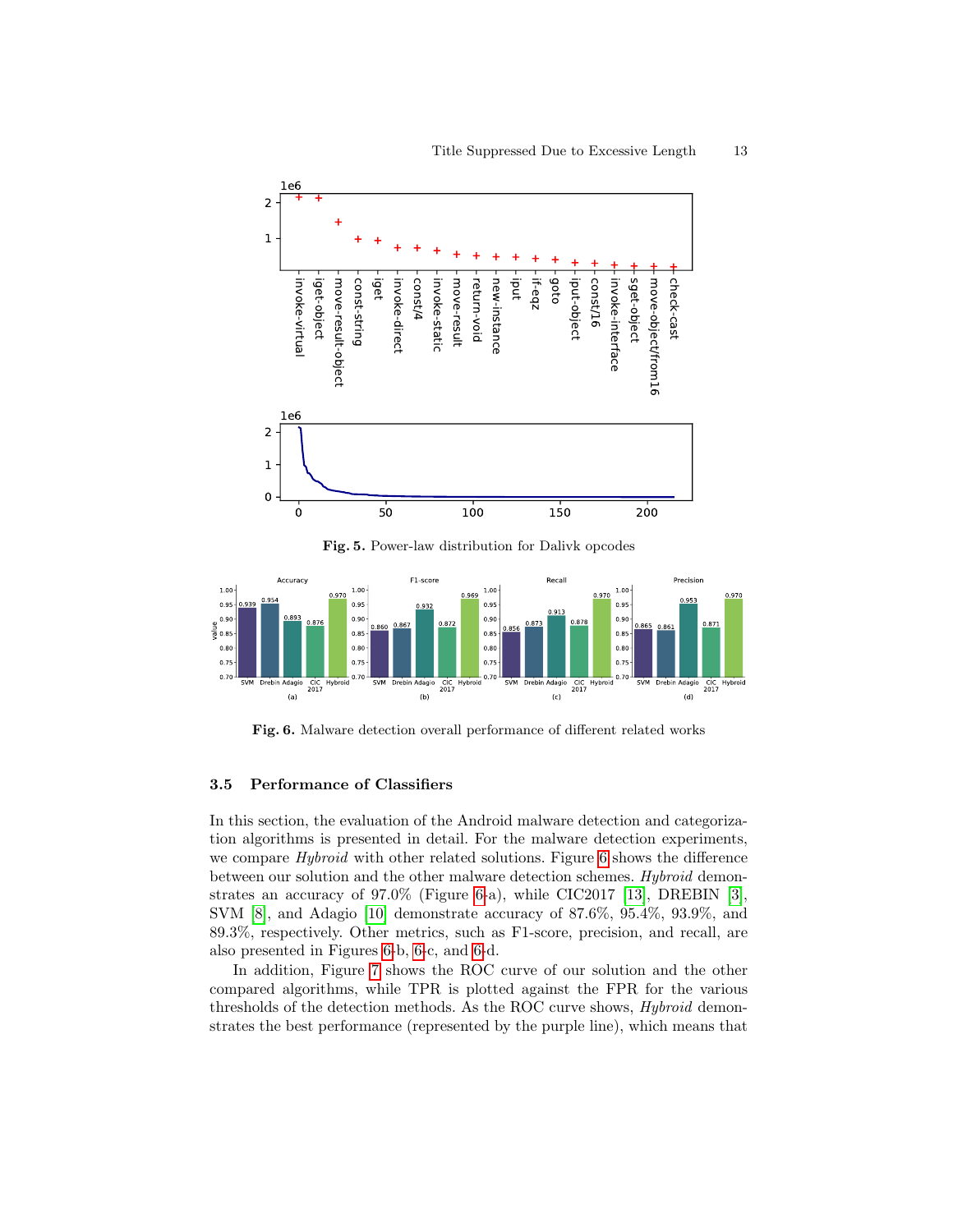Fig. 5. Power-law distribution for Dalivk opcodes

Fig. 6. Malware detection overall performance of different related works

### 3.5 Performance of Classifiers

In this section, the evaluation of the Android malware detection and categorization algorithms is presented in detail. For the malware detection experiments, we compare *Hybroid* with other related solutions. Figure 6 shows the difference between our solution and the other malware detection schemes. *Hybroid* demonstrates an accuracy of 97.0% (Figure 6-a), while CIC2017 [13], DREBIN [3], SVM [8], and Adagio [10] demonstrate accuracy of 87.6%, 95.4%, 93.9%, and 89.3%, respectively. Other metrics, such as F1-score, precision, and recall, are also presented in Figures 6-b, 6-c, and 6-d.

In addition, Figure 7 shows the ROC curve of our solution and the other compared algorithms, while TPR is plotted against the FPR for the various thresholds of the detection methods. As the ROC curve shows, *Hybroid* demonstrates the best performance (represented by the purple line), which means that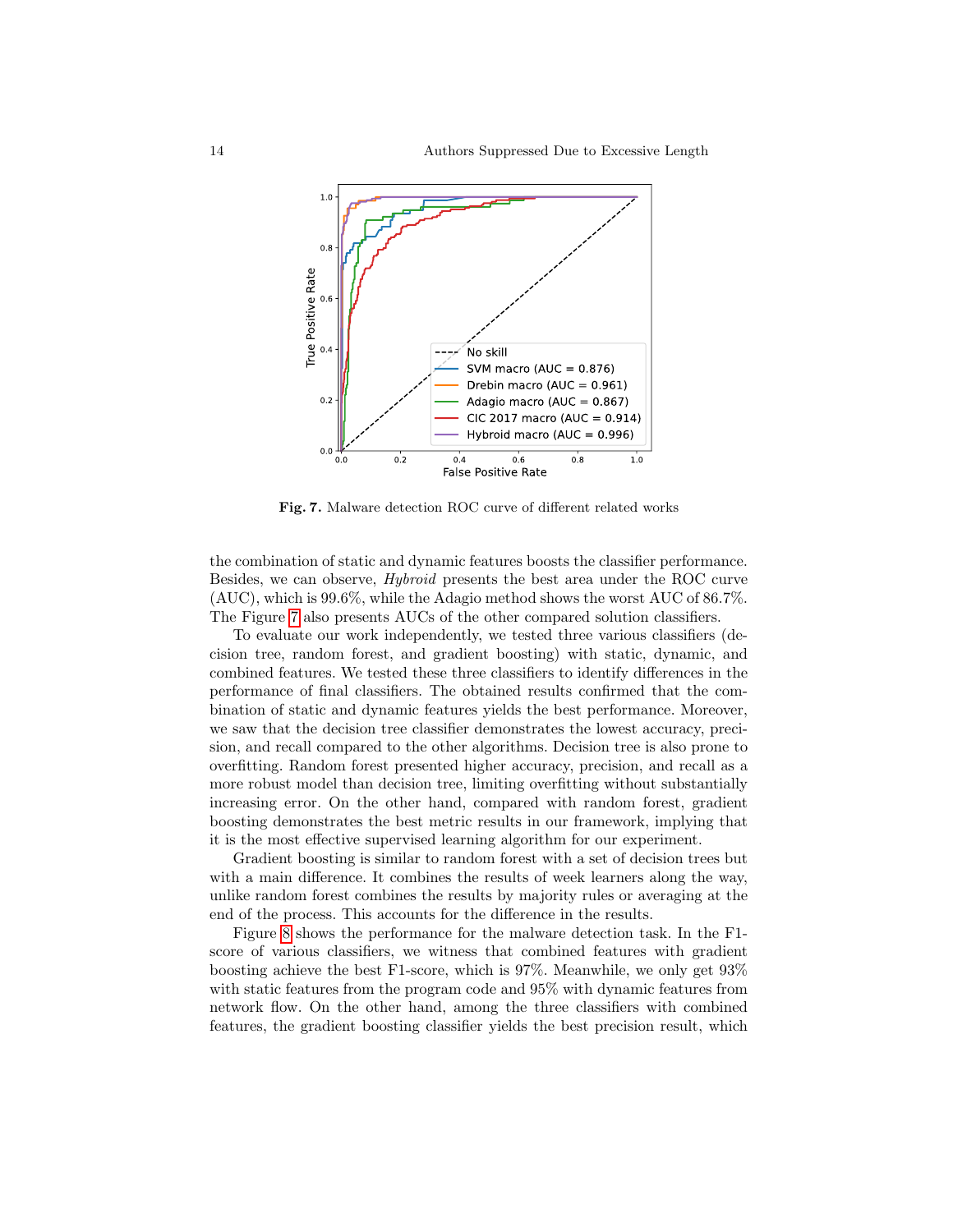Fig. 7. Malware detection ROC curve of different related works

the combination of static and dynamic features boosts the classifier performance. Besides, we can observe, *Hybroid* presents the best area under the ROC curve (AUC), which is 99.6%, while the Adagio method shows the worst AUC of 86.7%. The Figure 7 also presents AUCs of the other compared solution classifiers.

To evaluate our work independently, we tested three various classifiers (decision tree, random forest, and gradient boosting) with static, dynamic, and combined features. We tested these three classifiers to identify differences in the performance of final classifiers. The obtained results confirmed that the combination of static and dynamic features yields the best performance. Moreover, we saw that the decision tree classifier demonstrates the lowest accuracy, precision, and recall compared to the other algorithms. Decision tree is also prone to overfitting. Random forest presented higher accuracy, precision, and recall as a more robust model than decision tree, limiting overfitting without substantially increasing error. On the other hand, compared with random forest, gradient boosting demonstrates the best metric results in our framework, implying that it is the most effective supervised learning algorithm for our experiment.

Gradient boosting is similar to random forest with a set of decision trees but with a main difference. It combines the results of week learners along the way, unlike random forest combines the results by majority rules or averaging at the end of the process. This accounts for the difference in the results.

Figure 8 shows the performance for the malware detection task. In the F1-score of various classifiers, we witness that combined features with gradient boosting achieve the best F1-score, which is 97%. Meanwhile, we only get 93% with static features from the program code and 95% with dynamic features from network flow. On the other hand, among the three classifiers with combined features, the gradient boosting classifier yields the best precision result, which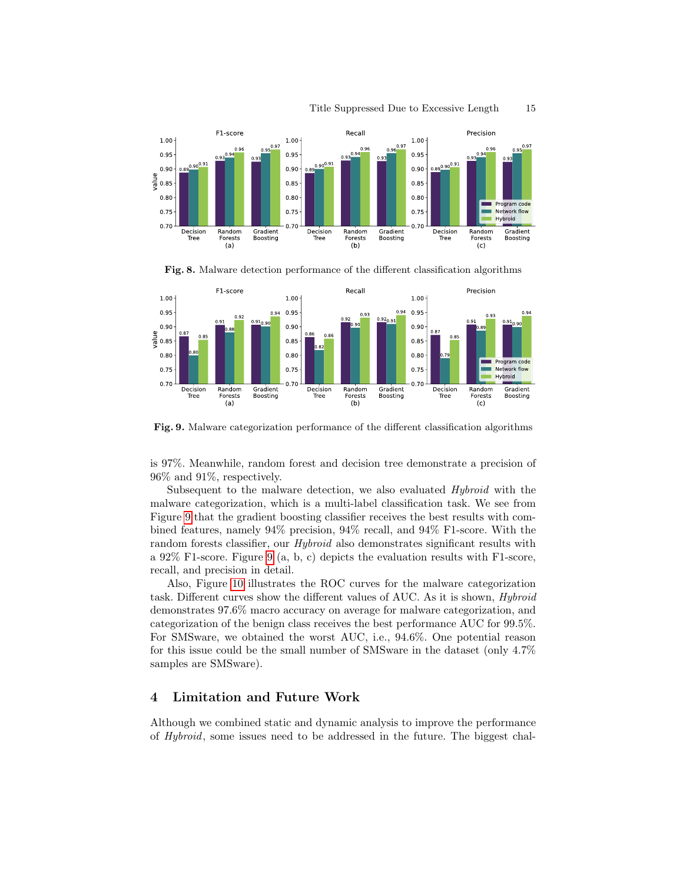Fig. 8. Malware detection performance of the different classification algorithms

Fig. 9. Malware categorization performance of the different classification algorithms

is 97%. Meanwhile, random forest and decision tree demonstrate a precision of 96% and 91%, respectively.

Subsequent to the malware detection, we also evaluated *Hybroid* with the malware categorization, which is a multi-label classification task. We see from Figure 9 that the gradient boosting classifier receives the best results with combined features, namely 94% precision, 94% recall, and 94% F1-score. With the random forests classifier, our *Hybroid* also demonstrates significant results with a 92% F1-score. Figure 9 (a, b, c) depicts the evaluation results with F1-score, recall, and precision in detail.

Also, Figure 10 illustrates the ROC curves for the malware categorization task. Different curves show the different values of AUC. As it is shown, *Hybroid* demonstrates 97.6% macro accuracy on average for malware categorization, and categorization of the benign class receives the best performance AUC for 99.5%. For SMSware, we obtained the worst AUC, i.e., 94.6%. One potential reason for this issue could be the small number of SMSware in the dataset (only 4.7% samples are SMSware).

## 4 Limitation and Future Work

Although we combined static and dynamic analysis to improve the performance of *Hybroid*, some issues need to be addressed in the future. The biggest chal-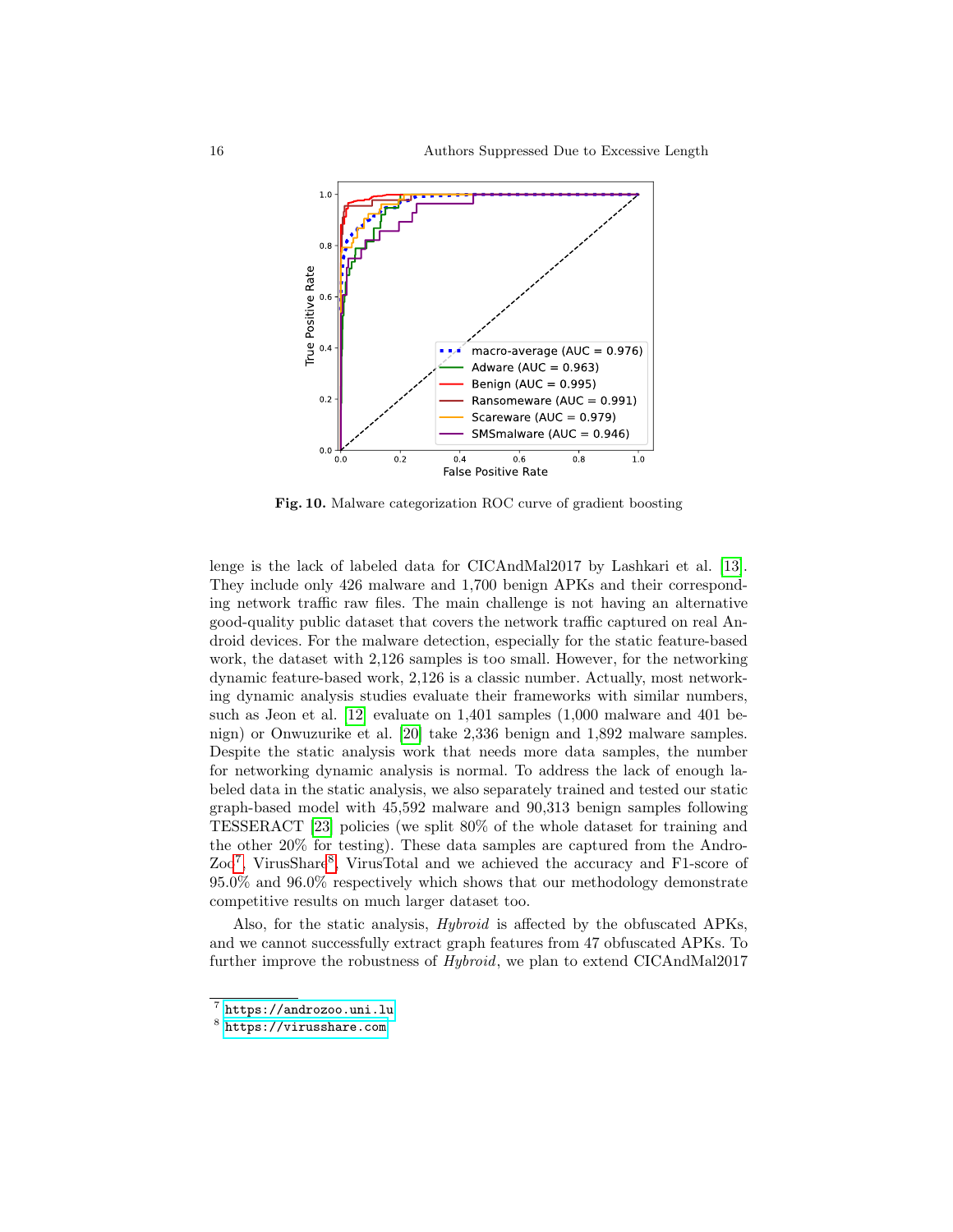Fig. 10. Malware categorization ROC curve of gradient boosting

lenge is the lack of labeled data for CICAndMal2017 by Lashkari et al. [13]. They include only 426 malware and 1,700 benign APKs and their corresponding network traffic raw files. The main challenge is not having an alternative good-quality public dataset that covers the network traffic captured on real Android devices. For the malware detection, especially for the static feature-based work, the dataset with 2,126 samples is too small. However, for the networking dynamic feature-based work, 2,126 is a classic number. Actually, most networking dynamic analysis studies evaluate their frameworks with similar numbers, such as Jeon et al. [12] evaluate on 1,401 samples (1,000 malware and 401 benign) or Onwuzurike et al. [20] take 2,336 benign and 1,892 malware samples. Despite the static analysis work that needs more data samples, the number for networking dynamic analysis is normal. To address the lack of enough labeled data in the static analysis, we also separately trained and tested our static graph-based model with 45,592 malware and 90,313 benign samples following TESSERACT [23] policies (we split 80% of the whole dataset for training and the other 20% for testing). These data samples are captured from the AndroZoo[7], VirusShare[8], VirusTotal and we achieved the accuracy and F1-score of 95.0% and 96.0% respectively which shows that our methodology demonstrate competitive results on much larger dataset too.

Also, for the static analysis, *Hybroid* is affected by the obfuscated APKs, and we cannot successfully extract graph features from 47 obfuscated APKs. To further improve the robustness of *Hybroid*, we plan to extend CICAndMal2017

[7] https://androzoo.uni.lu

[8] https://virusshare.com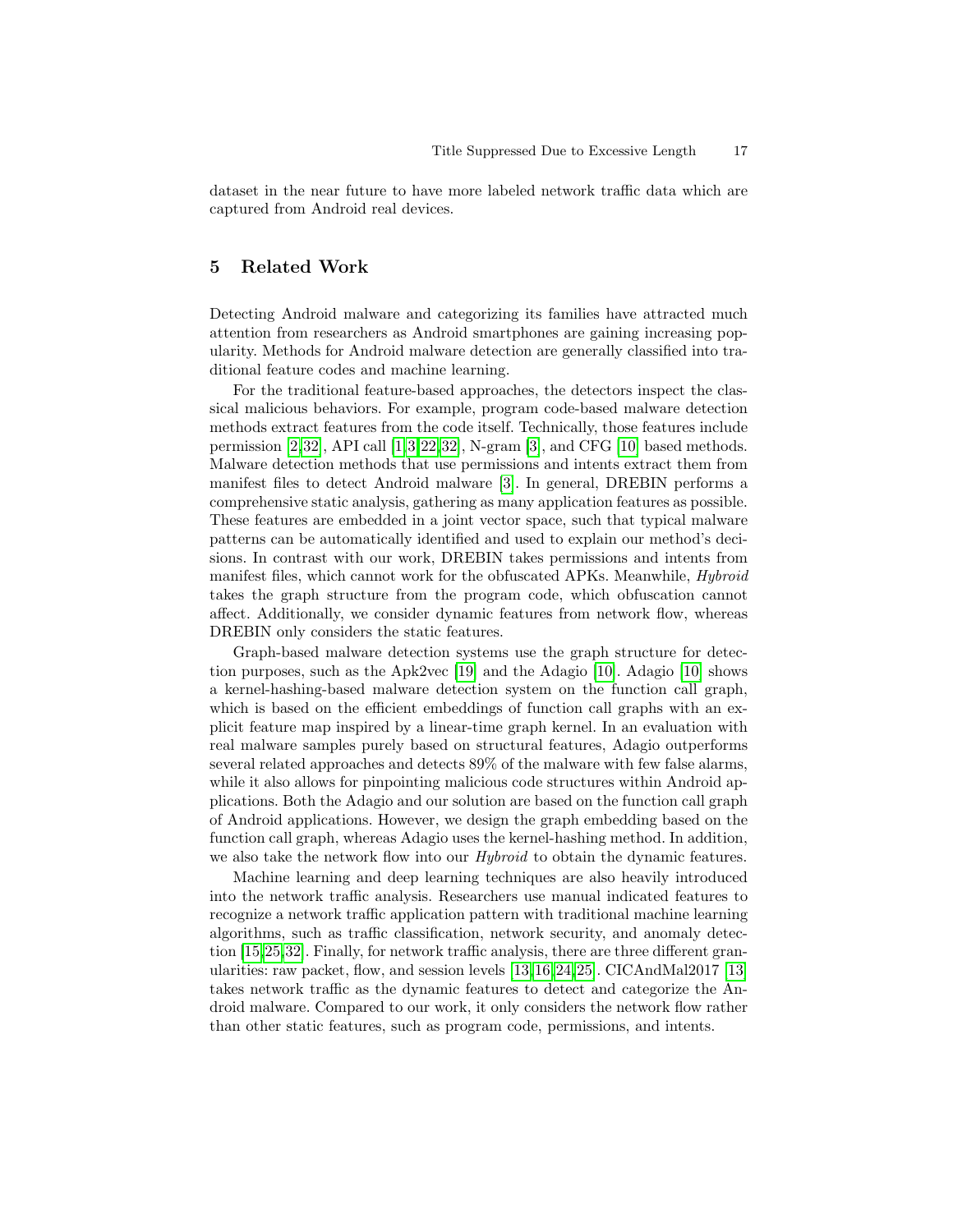dataset in the near future to have more labeled network traffic data which are captured from Android real devices.

## 5 Related Work

Detecting Android malware and categorizing its families have attracted much attention from researchers as Android smartphones are gaining increasing popularity. Methods for Android malware detection are generally classified into traditional feature codes and machine learning.

For the traditional feature-based approaches, the detectors inspect the classical malicious behaviors. For example, program code-based malware detection methods extract features from the code itself. Technically, those features include permission [2,32], API call [1,3,22,32], N-gram [3], and CFG [10] based methods. Malware detection methods that use permissions and intents extract them from manifest files to detect Android malware [3]. In general, DREBIN performs a comprehensive static analysis, gathering as many application features as possible. These features are embedded in a joint vector space, such that typical malware patterns can be automatically identified and used to explain our method's decisions. In contrast with our work, DREBIN takes permissions and intents from manifest files, which cannot work for the obfuscated APKs. Meanwhile, *Hybroid* takes the graph structure from the program code, which obfuscation cannot affect. Additionally, we consider dynamic features from network flow, whereas DREBIN only considers the static features.

Graph-based malware detection systems use the graph structure for detection purposes, such as the Apk2vec [19] and the Adagio [10]. Adagio [10] shows a kernel-hashing-based malware detection system on the function call graph, which is based on the efficient embeddings of function call graphs with an explicit feature map inspired by a linear-time graph kernel. In an evaluation with real malware samples purely based on structural features, Adagio outperforms several related approaches and detects 89% of the malware with few false alarms, while it also allows for pinpointing malicious code structures within Android applications. Both the Adagio and our solution are based on the function call graph of Android applications. However, we design the graph embedding based on the function call graph, whereas Adagio uses the kernel-hashing method. In addition, we also take the network flow into our *Hybroid* to obtain the dynamic features.

Machine learning and deep learning techniques are also heavily introduced into the network traffic analysis. Researchers use manual indicated features to recognize a network traffic application pattern with traditional machine learning algorithms, such as traffic classification, network security, and anomaly detection [15,25,32]. Finally, for network traffic analysis, there are three different granularities: raw packet, flow, and session levels [13,16,24,25]. CICAndMal2017 [13] takes network traffic as the dynamic features to detect and categorize the Android malware. Compared to our work, it only considers the network flow rather than other static features, such as program code, permissions, and intents.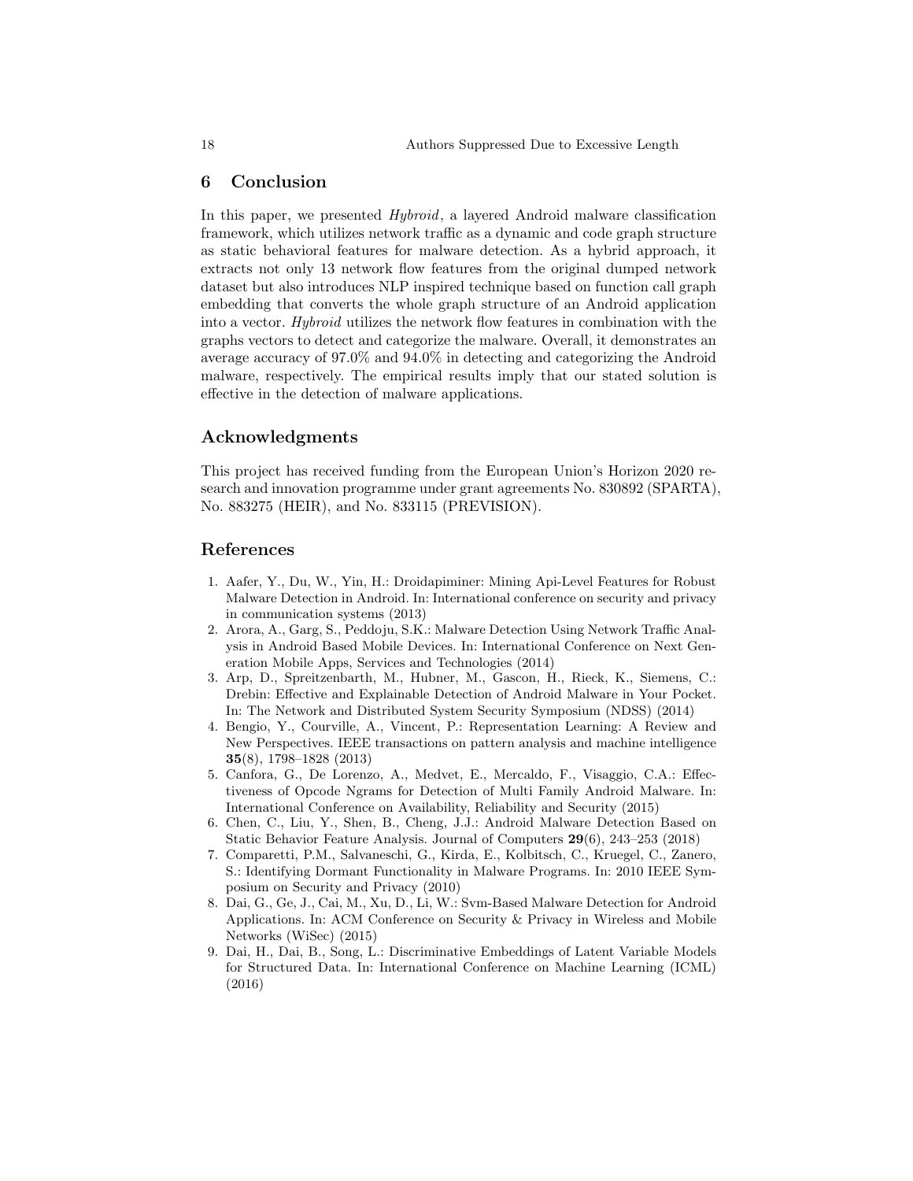## 6 Conclusion

In this paper, we presented *Hybroid*, a layered Android malware classification framework, which utilizes network traffic as a dynamic and code graph structure as static behavioral features for malware detection. As a hybrid approach, it extracts not only 13 network flow features from the original dumped network dataset but also introduces NLP inspired technique based on function call graph embedding that converts the whole graph structure of an Android application into a vector. *Hybroid* utilizes the network flow features in combination with the graphs vectors to detect and categorize the malware. Overall, it demonstrates an average accuracy of 97.0% and 94.0% in detecting and categorizing the Android malware, respectively. The empirical results imply that our stated solution is effective in the detection of malware applications.

## Acknowledgments

This project has received funding from the European Union's Horizon 2020 research and innovation programme under grant agreements No. 830892 (SPARTA), No. 883275 (HEIR), and No. 833115 (PREVISION).

## References

1. Aafer, Y., Du, W., Yin, H.: Droidapiminer: Mining Api-Level Features for Robust Malware Detection in Android. In: International conference on security and privacy in communication systems (2013)
2. Arora, A., Garg, S., Peddoju, S.K.: Malware Detection Using Network Traffic Analysis in Android Based Mobile Devices. In: International Conference on Next Generation Mobile Apps, Services and Technologies (2014)
3. Arp, D., Spreitzenbarth, M., Hubner, M., Gascon, H., Rieck, K., Siemens, C.: Drebin: Effective and Explainable Detection of Android Malware in Your Pocket. In: The Network and Distributed System Security Symposium (NDSS) (2014)
4. Bengio, Y., Courville, A., Vincent, P.: Representation Learning: A Review and New Perspectives. IEEE transactions on pattern analysis and machine intelligence **35**(8), 1798–1828 (2013)
5. Canfora, G., De Lorenzo, A., Medvet, E., Mercaldo, F., Visaggio, C.A.: Effectiveness of Opcode Ngrams for Detection of Multi Family Android Malware. In: International Conference on Availability, Reliability and Security (2015)
6. Chen, C., Liu, Y., Shen, B., Cheng, J.J.: Android Malware Detection Based on Static Behavior Feature Analysis. Journal of Computers **29**(6), 243–253 (2018)
7. Comparetti, P.M., Salvaneschi, G., Kirda, E., Kolbitsch, C., Kruegel, C., Zanero, S.: Identifying Dormant Functionality in Malware Programs. In: 2010 IEEE Symposium on Security and Privacy (2010)
8. Dai, G., Ge, J., Cai, M., Xu, D., Li, W.: Svm-Based Malware Detection for Android Applications. In: ACM Conference on Security & Privacy in Wireless and Mobile Networks (WiSec) (2015)
9. Dai, H., Dai, B., Song, L.: Discriminative Embeddings of Latent Variable Models for Structured Data. In: International Conference on Machine Learning (ICML) (2016)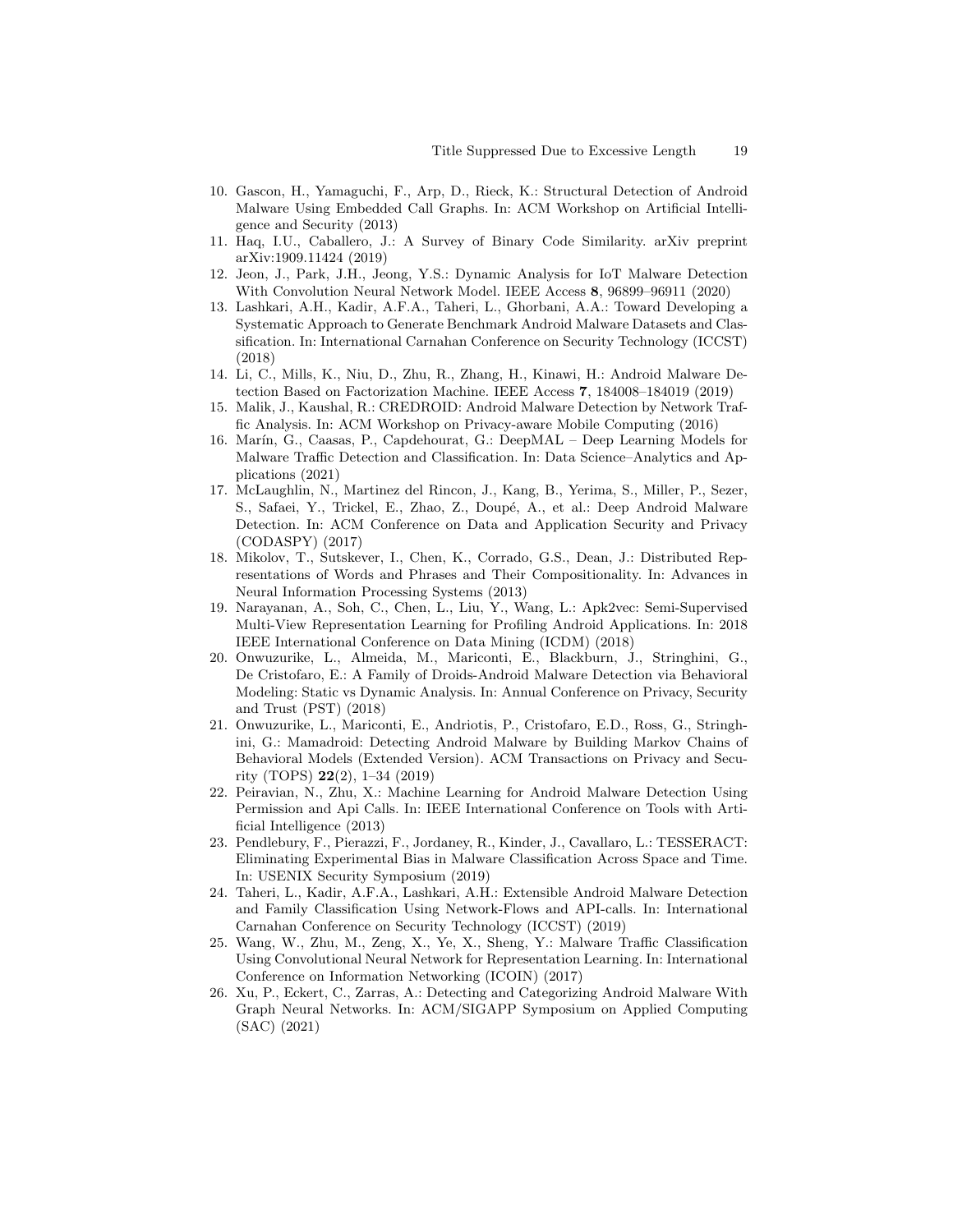10. Gascon, H., Yamaguchi, F., Arp, D., Rieck, K.: Structural Detection of Android Malware Using Embedded Call Graphs. In: ACM Workshop on Artificial Intelligence and Security (2013)
11. Haq, I.U., Caballero, J.: A Survey of Binary Code Similarity. arXiv preprint arXiv:1909.11424 (2019)
12. Jeon, J., Park, J.H., Jeong, Y.S.: Dynamic Analysis for IoT Malware Detection With Convolution Neural Network Model. IEEE Access **8**, 96899–96911 (2020)
13. Lashkari, A.H., Kadir, A.F.A., Taheri, L., Ghorbani, A.A.: Toward Developing a Systematic Approach to Generate Benchmark Android Malware Datasets and Classification. In: International Carnahan Conference on Security Technology (ICCST) (2018)
14. Li, C., Mills, K., Niu, D., Zhu, R., Zhang, H., Kinawi, H.: Android Malware Detection Based on Factorization Machine. IEEE Access **7**, 184008–184019 (2019)
15. Malik, J., Kaushal, R.: CREDROID: Android Malware Detection by Network Traffic Analysis. In: ACM Workshop on Privacy-aware Mobile Computing (2016)
16. Marín, G., Caasas, P., Capdehourat, G.: DeepMAL – Deep Learning Models for Malware Traffic Detection and Classification. In: Data Science–Analytics and Applications (2021)
17. McLaughlin, N., Martinez del Rincon, J., Kang, B., Yerima, S., Miller, P., Sezer, S., Safaei, Y., Trickel, E., Zhao, Z., Doupé, A., et al.: Deep Android Malware Detection. In: ACM Conference on Data and Application Security and Privacy (CODASPY) (2017)
18. Mikolov, T., Sutskever, I., Chen, K., Corrado, G.S., Dean, J.: Distributed Representations of Words and Phrases and Their Compositionality. In: Advances in Neural Information Processing Systems (2013)
19. Narayanan, A., Soh, C., Chen, L., Liu, Y., Wang, L.: Apk2vec: Semi-Supervised Multi-View Representation Learning for Profiling Android Applications. In: 2018 IEEE International Conference on Data Mining (ICDM) (2018)
20. Onwuzurike, L., Almeida, M., Mariconti, E., Blackburn, J., Stringhini, G., De Cristofaro, E.: A Family of Droids-Android Malware Detection via Behavioral Modeling: Static vs Dynamic Analysis. In: Annual Conference on Privacy, Security and Trust (PST) (2018)
21. Onwuzurike, L., Mariconti, E., Andriotis, P., Cristofaro, E.D., Ross, G., Stringhini, G.: Mamadroid: Detecting Android Malware by Building Markov Chains of Behavioral Models (Extended Version). ACM Transactions on Privacy and Security (TOPS) **22**(2), 1–34 (2019)
22. Peiravian, N., Zhu, X.: Machine Learning for Android Malware Detection Using Permission and Api Calls. In: IEEE International Conference on Tools with Artificial Intelligence (2013)
23. Pendlebury, F., Pierazzi, F., Jordaney, R., Kinder, J., Cavallaro, L.: TESSERACT: Eliminating Experimental Bias in Malware Classification Across Space and Time. In: USENIX Security Symposium (2019)
24. Taheri, L., Kadir, A.F.A., Lashkari, A.H.: Extensible Android Malware Detection and Family Classification Using Network-Flows and API-calls. In: International Carnahan Conference on Security Technology (ICCST) (2019)
25. Wang, W., Zhu, M., Zeng, X., Ye, X., Sheng, Y.: Malware Traffic Classification Using Convolutional Neural Network for Representation Learning. In: International Conference on Information Networking (ICOIN) (2017)
26. Xu, P., Eckert, C., Zarras, A.: Detecting and Categorizing Android Malware With Graph Neural Networks. In: ACM/SIGAPP Symposium on Applied Computing (SAC) (2021)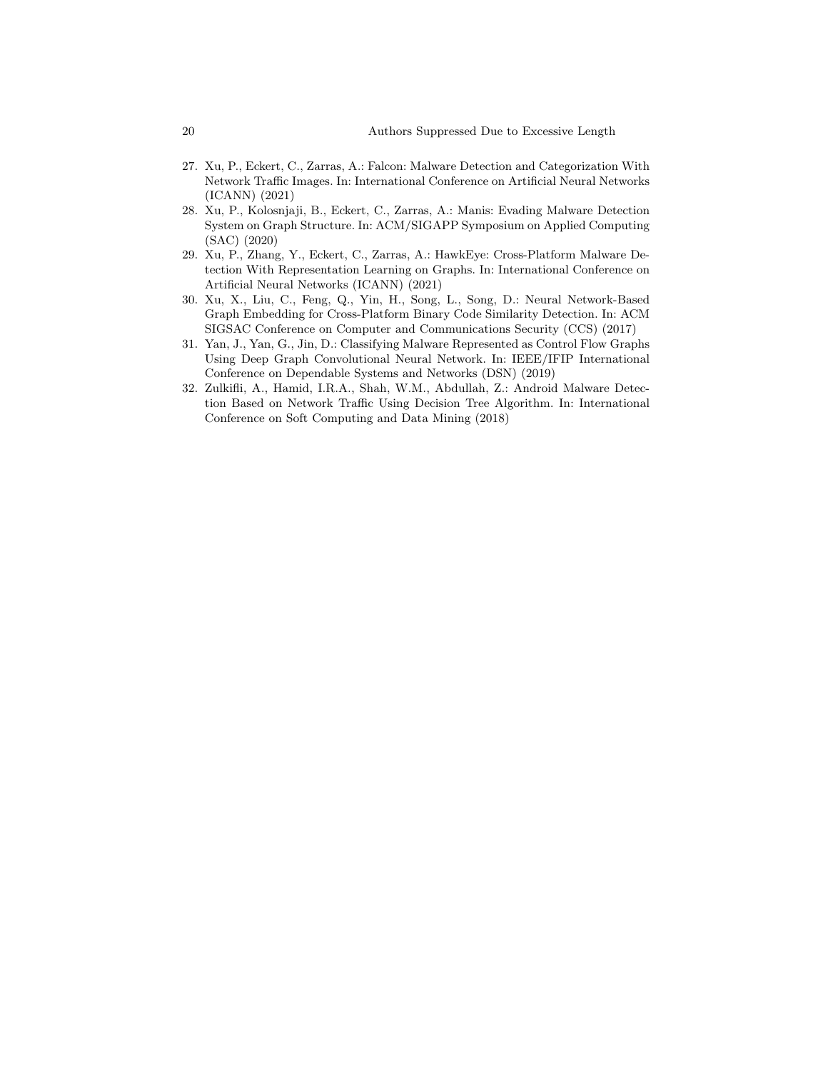27. Xu, P., Eckert, C., Zarras, A.: Falcon: Malware Detection and Categorization With Network Traffic Images. In: International Conference on Artificial Neural Networks (ICANN) (2021)
28. Xu, P., Kolosnjaji, B., Eckert, C., Zarras, A.: Manis: Evading Malware Detection System on Graph Structure. In: ACM/SIGAPP Symposium on Applied Computing (SAC) (2020)
29. Xu, P., Zhang, Y., Eckert, C., Zarras, A.: HawkEye: Cross-Platform Malware Detection With Representation Learning on Graphs. In: International Conference on Artificial Neural Networks (ICANN) (2021)
30. Xu, X., Liu, C., Feng, Q., Yin, H., Song, L., Song, D.: Neural Network-Based Graph Embedding for Cross-Platform Binary Code Similarity Detection. In: ACM SIGSAC Conference on Computer and Communications Security (CCS) (2017)
31. Yan, J., Yan, G., Jin, D.: Classifying Malware Represented as Control Flow Graphs Using Deep Graph Convolutional Neural Network. In: IEEE/IFIP International Conference on Dependable Systems and Networks (DSN) (2019)
32. Zulkifli, A., Hamid, I.R.A., Shah, W.M., Abdullah, Z.: Android Malware Detection Based on Network Traffic Using Decision Tree Algorithm. In: International Conference on Soft Computing and Data Mining (2018)